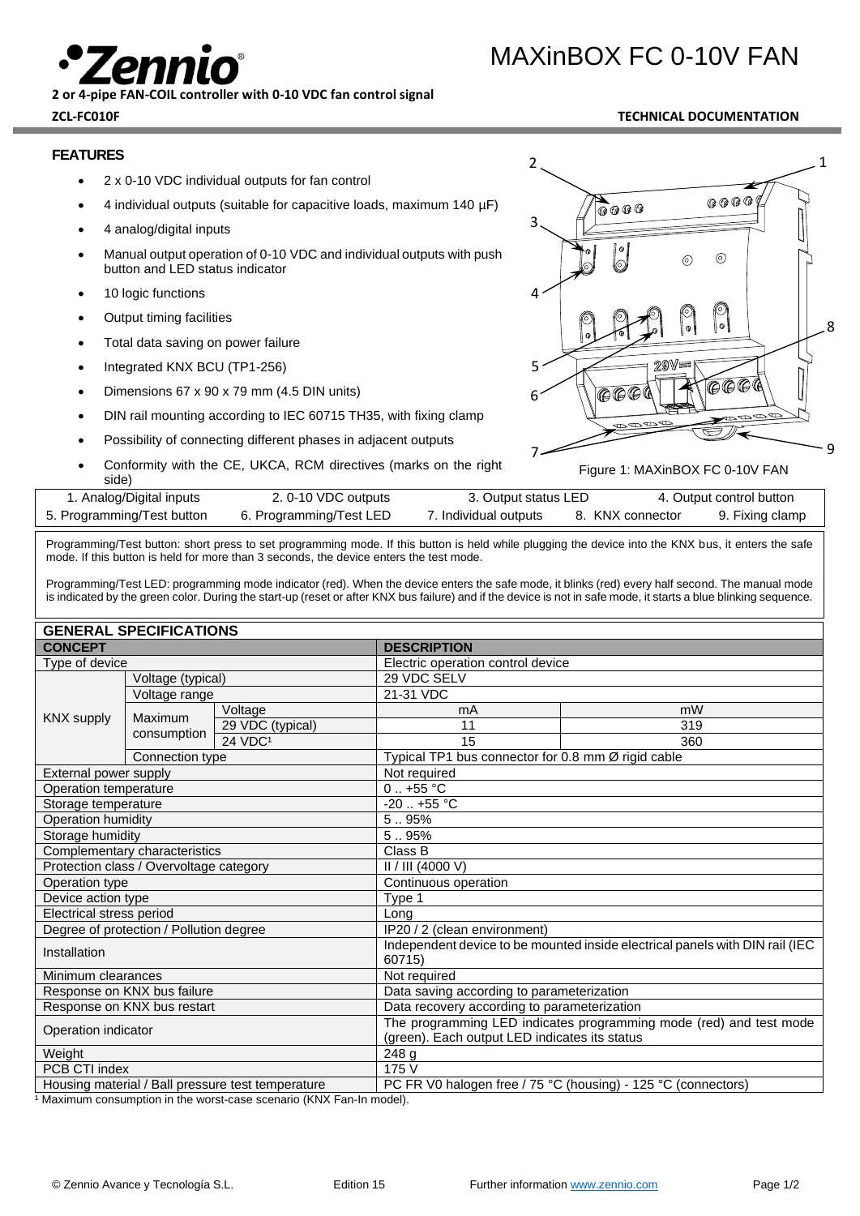# MAXinBOX FC 0-10V FAN

**2 or 4-pipe FAN-COIL controller with 0-10 VDC fan control signal**

**ZCL-FC010F** **TECHNICAL DOCUMENTATION**

## FEATURES

- 2 x 0-10 VDC individual outputs for fan control
- 4 individual outputs (suitable for capacitive loads, maximum 140 µF)
- 4 analog/digital inputs
- Manual output operation of 0-10 VDC and individual outputs with push button and LED status indicator
- 10 logic functions
- Output timing facilities
- Total data saving on power failure
- Integrated KNX BCU (TP1-256)
- Dimensions 67 x 90 x 79 mm (4.5 DIN units)
- DIN rail mounting according to IEC 60715 TH35, with fixing clamp
- Possibility of connecting different phases in adjacent outputs
- Conformity with the CE, UKCA, RCM directives (marks on the right side)

Figure 1: MAXinBOX FC 0-10V FAN

| 1. Analog/Digital inputs | 2. 0-10 VDC outputs | 3. Output status LED | 4. Output control button | |
|---|---|---|---|---|
| 5. Programming/Test button | 6. Programming/Test LED | 7. Individual outputs | 8. KNX connector | 9. Fixing clamp |

Programming/Test button: short press to set programming mode. If this button is held while plugging the device into the KNX bus, it enters the safe mode. If this button is held for more than 3 seconds, the device enters the test mode.

Programming/Test LED: programming mode indicator (red). When the device enters the safe mode, it blinks (red) every half second. The manual mode is indicated by the green color. During the start-up (reset or after KNX bus failure) and if the device is not in safe mode, it starts a blue blinking sequence.

## GENERAL SPECIFICATIONS

| CONCEPT | | | DESCRIPTION | |
|---|---|---|---|---|
| Type of device | | | Electric operation control device | |
| KNX supply | Voltage (typical) | | 29 VDC SELV | |
| | Voltage range | | 21-31 VDC | |
| | Maximum consumption | Voltage | mA | mW |
| | | 29 VDC (typical) | 11 | 319 |
| | | 24 VDC[1] | 15 | 360 |
| | Connection type | | Typical TP1 bus connector for 0.8 mm Ø rigid cable | |
| External power supply | | | Not required | |
| Operation temperature | | | 0 .. +55 °C | |
| Storage temperature | | | -20 .. +55 °C | |
| Operation humidity | | | 5 .. 95% | |
| Storage humidity | | | 5 .. 95% | |
| Complementary characteristics | | | Class B | |
| Protection class / Overvoltage category | | | II / III (4000 V) | |
| Operation type | | | Continuous operation | |
| Device action type | | | Type 1 | |
| Electrical stress period | | | Long | |
| Degree of protection / Pollution degree | | | IP20 / 2 (clean environment) | |
| Installation | | | Independent device to be mounted inside electrical panels with DIN rail (IEC 60715) | |
| Minimum clearances | | | Not required | |
| Response on KNX bus failure | | | Data saving according to parameterization | |
| Response on KNX bus restart | | | Data recovery according to parameterization | |
| Operation indicator | | | The programming LED indicates programming mode (red) and test mode (green). Each output LED indicates its status | |
| Weight | | | 248 g | |
| PCB CTI index | | | 175 V | |
| Housing material / Ball pressure test temperature | | | PC FR V0 halogen free / 75 °C (housing) - 125 °C (connectors) | |

[1] Maximum consumption in the worst-case scenario (KNX Fan-In model).

© Zennio Avance y Tecnología S.L. Edition 15 Further information www.zennio.com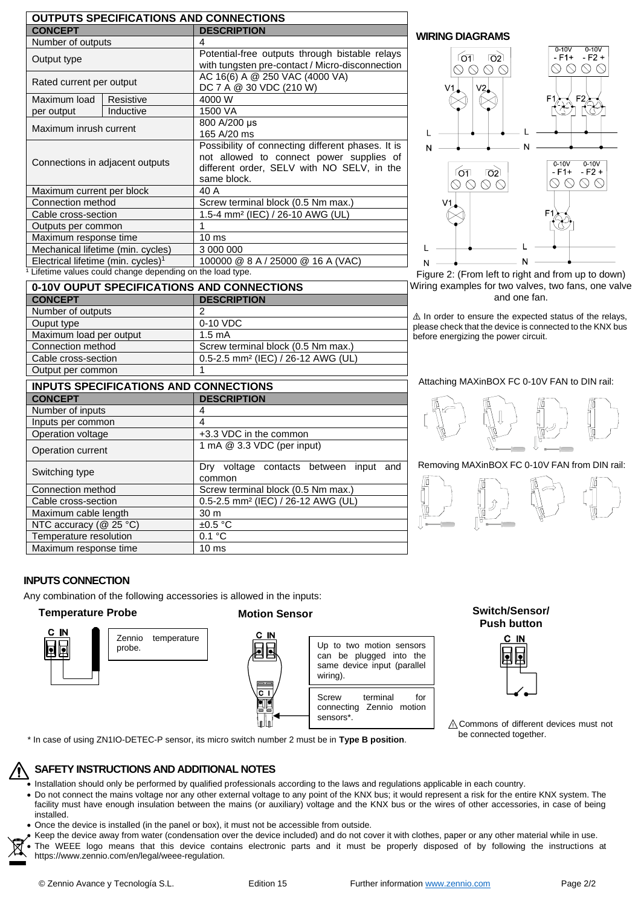| OUTPUTS SPECIFICATIONS AND CONNECTIONS | | |
|---|---|---|
| **CONCEPT** | | **DESCRIPTION** |
| Number of outputs | | 4 |
| Output type | | Potential-free outputs through bistable relays with tungsten pre-contact / Micro-disconnection |
| Rated current per output | | AC 16(6) A @ 250 VAC (4000 VA)<br>DC 7 A @ 30 VDC (210 W) |
| Maximum load per output | Resistive | 4000 W |
| | Inductive | 1500 VA |
| Maximum inrush current | | 800 A/200 µs<br>165 A/20 ms |
| Connections in adjacent outputs | | Possibility of connecting different phases. It is not allowed to connect power supplies of different order, SELV with NO SELV, in the same block. |
| Maximum current per block | | 40 A |
| Connection method | | Screw terminal block (0.5 Nm max.) |
| Cable cross-section | | 1.5-4 mm² (IEC) / 26-10 AWG (UL) |
| Outputs per common | | 1 |
| Maximum response time | | 10 ms |
| Mechanical lifetime (min. cycles) | | 3 000 000 |
| Electrical lifetime (min. cycles)[1] | | 100000 @ 8 A / 25000 @ 16 A (VAC) |

[1] Lifetime values could change depending on the load type.

| 0-10V OUPUT SPECIFICATIONS AND CONNECTIONS | |
|---|---|
| **CONCEPT** | **DESCRIPTION** |
| Number of outputs | 2 |
| Ouput type | 0-10 VDC |
| Maximum load per output | 1.5 mA |
| Connection method | Screw terminal block (0.5 Nm max.) |
| Cable cross-section | 0.5-2.5 mm² (IEC) / 26-12 AWG (UL) |
| Output per common | 1 |

| INPUTS SPECIFICATIONS AND CONNECTIONS | |
|---|---|
| **CONCEPT** | **DESCRIPTION** |
| Number of inputs | 4 |
| Inputs per common | 4 |
| Operation voltage | +3.3 VDC in the common |
| Operation current | 1 mA @ 3.3 VDC (per input) |
| Switching type | Dry voltage contacts between input and common |
| Connection method | Screw terminal block (0.5 Nm max.) |
| Cable cross-section | 0.5-2.5 mm² (IEC) / 26-12 AWG (UL) |
| Maximum cable length | 30 m |
| NTC accuracy (@ 25 °C) | ±0.5 °C |
| Temperature resolution | 0.1 °C |
| Maximum response time | 10 ms |

## WIRING DIAGRAMS

Figure 2: (From left to right and from up to down) Wiring examples for two valves, two fans, one valve and one fan.

⚠ In order to ensure the expected status of the relays, please check that the device is connected to the KNX bus before energizing the power circuit.

Attaching MAXinBOX FC 0-10V FAN to DIN rail:

Removing MAXinBOX FC 0-10V FAN from DIN rail:

## INPUTS CONNECTION

Any combination of the following accessories is allowed in the inputs:

**Temperature Probe**

Zennio temperature probe.

**Motion Sensor**

Up to two motion sensors can be plugged into the same device input (parallel wiring).

Screw terminal for connecting Zennio motion sensors*.

**Switch/Sensor/ Push button**

⚠ Commons of different devices must not be connected together.

\* In case of using ZN1IO-DETEC-P sensor, its micro switch number 2 must be in **Type B position**.

## SAFETY INSTRUCTIONS AND ADDITIONAL NOTES

- Installation should only be performed by qualified professionals according to the laws and regulations applicable in each country.
- Do not connect the mains voltage nor any other external voltage to any point of the KNX bus; it would represent a risk for the entire KNX system. The facility must have enough insulation between the mains (or auxiliary) voltage and the KNX bus or the wires of other accessories, in case of being installed.
- Once the device is installed (in the panel or box), it must not be accessible from outside.
- Keep the device away from water (condensation over the device included) and do not cover it with clothes, paper or any other material while in use.
- The WEEE logo means that this device contains electronic parts and it must be properly disposed of by following the instructions at https://www.zennio.com/en/legal/weee-regulation.